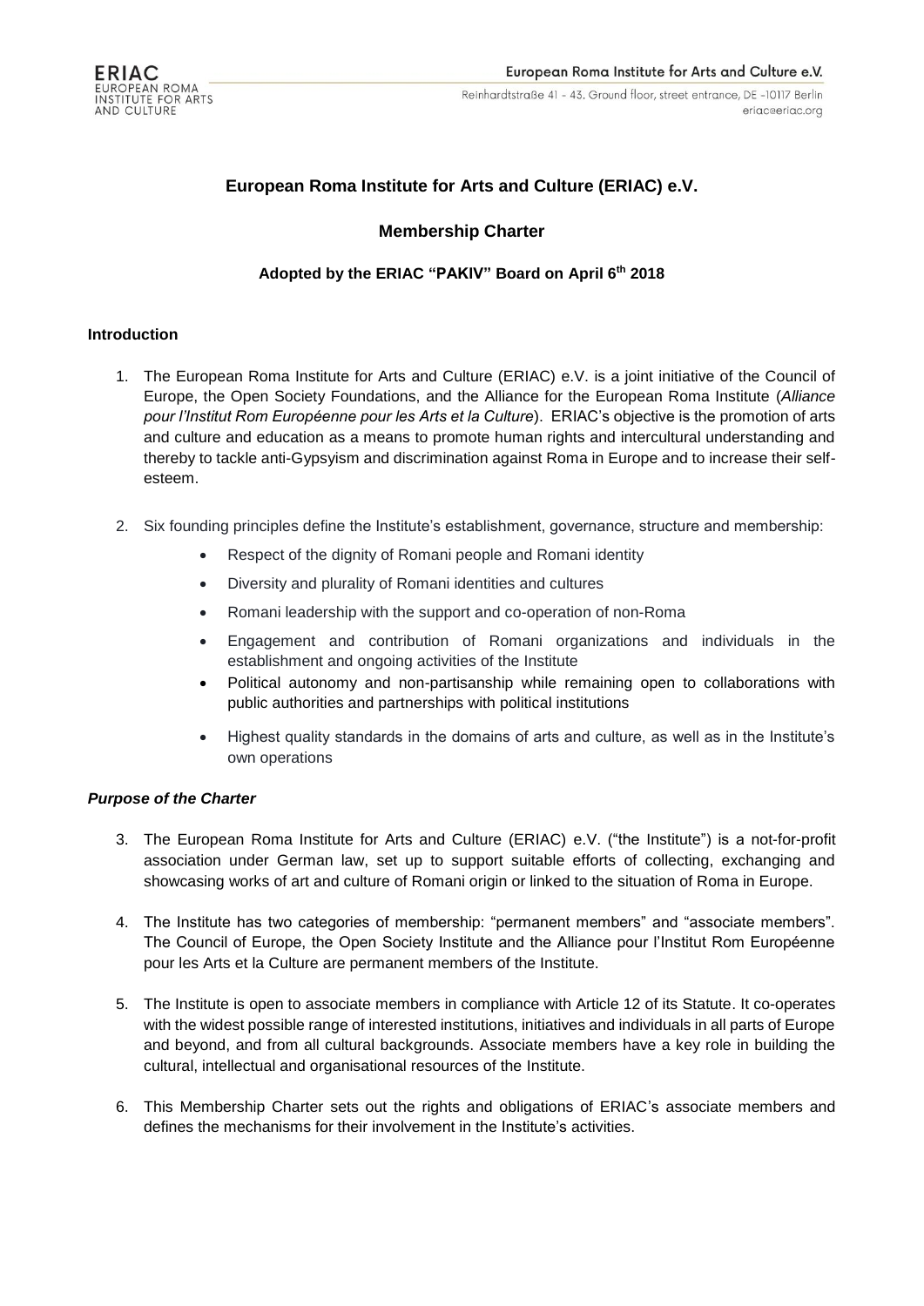# European Roma Institute for Arts and Culture (ERIAC) e.V.

## Membership Charter

### Adopted by the ERIAC "PAKIV" Board on April 6th 2018

**Introduction**

1. The European Roma Institute for Arts and Culture (ERIAC) e.V. is a joint initiative of the Council of Europe, the Open Society Foundations, and the Alliance for the European Roma Institute (*Alliance pour l'Institut Rom Européenne pour les Arts et la Culture*). ERIAC's objective is the promotion of arts and culture and education as a means to promote human rights and intercultural understanding and thereby to tackle anti-Gypsyism and discrimination against Roma in Europe and to increase their self-esteem.

2. Six founding principles define the Institute's establishment, governance, structure and membership:
   - Respect of the dignity of Romani people and Romani identity
   - Diversity and plurality of Romani identities and cultures
   - Romani leadership with the support and co-operation of non-Roma
   - Engagement and contribution of Romani organizations and individuals in the establishment and ongoing activities of the Institute
   - Political autonomy and non-partisanship while remaining open to collaborations with public authorities and partnerships with political institutions
   - Highest quality standards in the domains of arts and culture, as well as in the Institute's own operations

***Purpose of the Charter***

3. The European Roma Institute for Arts and Culture (ERIAC) e.V. ("the Institute") is a not-for-profit association under German law, set up to support suitable efforts of collecting, exchanging and showcasing works of art and culture of Romani origin or linked to the situation of Roma in Europe.

4. The Institute has two categories of membership: "permanent members" and "associate members". The Council of Europe, the Open Society Institute and the Alliance pour l'Institut Rom Européenne pour les Arts et la Culture are permanent members of the Institute.

5. The Institute is open to associate members in compliance with Article 12 of its Statute. It co-operates with the widest possible range of interested institutions, initiatives and individuals in all parts of Europe and beyond, and from all cultural backgrounds. Associate members have a key role in building the cultural, intellectual and organisational resources of the Institute.

6. This Membership Charter sets out the rights and obligations of ERIAC's associate members and defines the mechanisms for their involvement in the Institute's activities.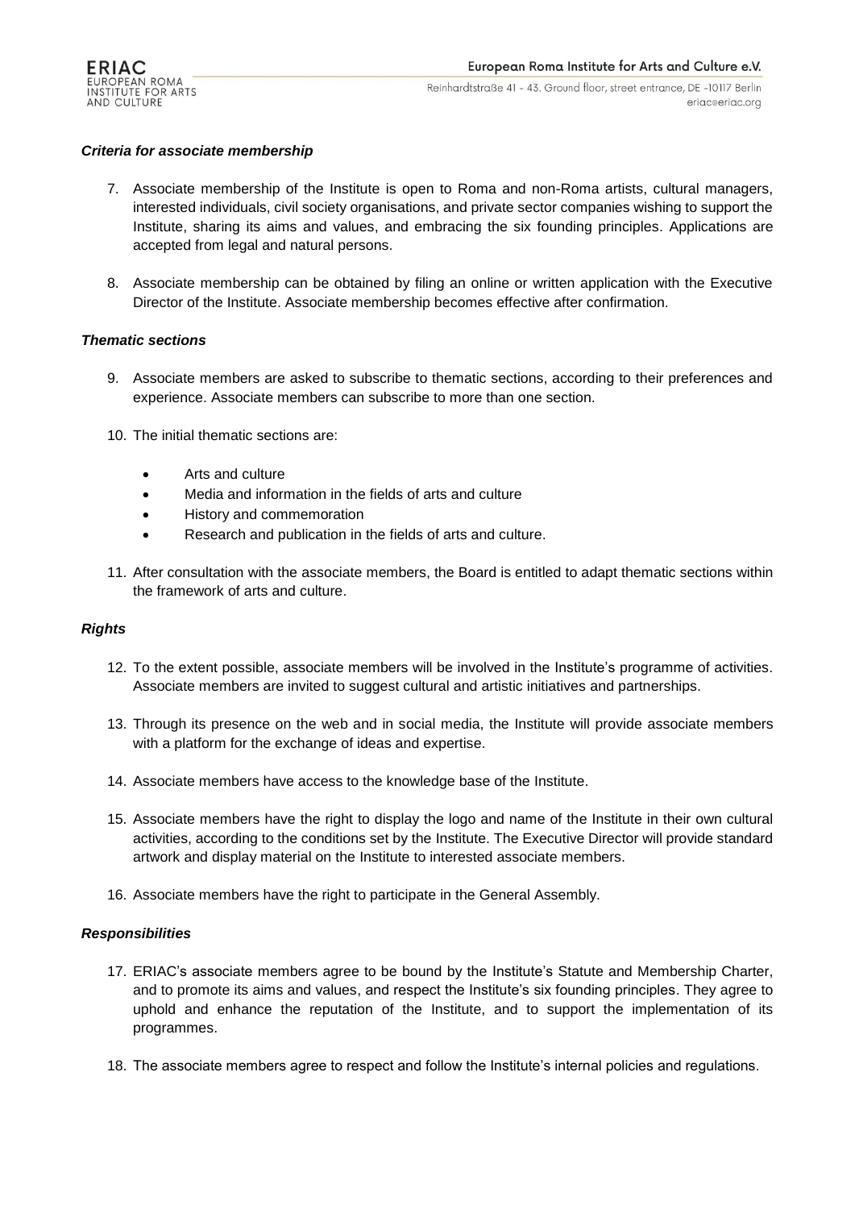### *Criteria for associate membership*

7. Associate membership of the Institute is open to Roma and non-Roma artists, cultural managers, interested individuals, civil society organisations, and private sector companies wishing to support the Institute, sharing its aims and values, and embracing the six founding principles. Applications are accepted from legal and natural persons.

8. Associate membership can be obtained by filing an online or written application with the Executive Director of the Institute. Associate membership becomes effective after confirmation.

### *Thematic sections*

9. Associate members are asked to subscribe to thematic sections, according to their preferences and experience. Associate members can subscribe to more than one section.

10. The initial thematic sections are:

    - Arts and culture
    - Media and information in the fields of arts and culture
    - History and commemoration
    - Research and publication in the fields of arts and culture.

11. After consultation with the associate members, the Board is entitled to adapt thematic sections within the framework of arts and culture.

### *Rights*

12. To the extent possible, associate members will be involved in the Institute's programme of activities. Associate members are invited to suggest cultural and artistic initiatives and partnerships.

13. Through its presence on the web and in social media, the Institute will provide associate members with a platform for the exchange of ideas and expertise.

14. Associate members have access to the knowledge base of the Institute.

15. Associate members have the right to display the logo and name of the Institute in their own cultural activities, according to the conditions set by the Institute. The Executive Director will provide standard artwork and display material on the Institute to interested associate members.

16. Associate members have the right to participate in the General Assembly.

### *Responsibilities*

17. ERIAC's associate members agree to be bound by the Institute's Statute and Membership Charter, and to promote its aims and values, and respect the Institute's six founding principles. They agree to uphold and enhance the reputation of the Institute, and to support the implementation of its programmes.

18. The associate members agree to respect and follow the Institute's internal policies and regulations.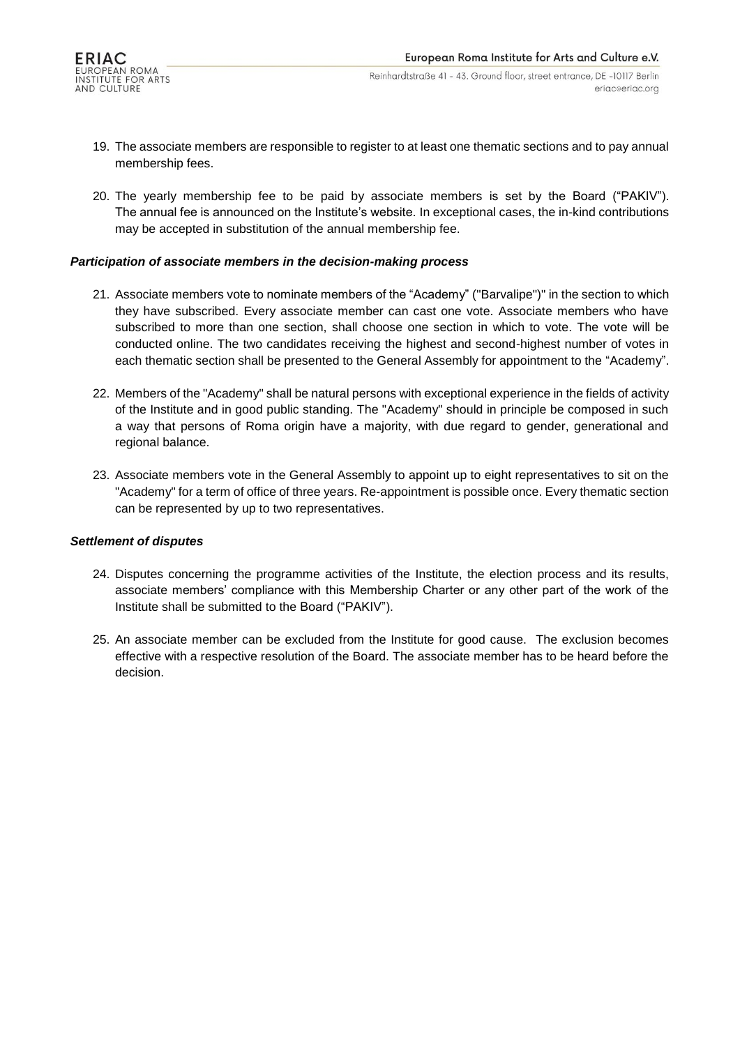19. The associate members are responsible to register to at least one thematic sections and to pay annual membership fees.

20. The yearly membership fee to be paid by associate members is set by the Board ("PAKIV"). The annual fee is announced on the Institute's website. In exceptional cases, the in-kind contributions may be accepted in substitution of the annual membership fee.

***Participation of associate members in the decision-making process***

21. Associate members vote to nominate members of the "Academy" ("Barvalipe")" in the section to which they have subscribed. Every associate member can cast one vote. Associate members who have subscribed to more than one section, shall choose one section in which to vote. The vote will be conducted online. The two candidates receiving the highest and second-highest number of votes in each thematic section shall be presented to the General Assembly for appointment to the "Academy".

22. Members of the "Academy" shall be natural persons with exceptional experience in the fields of activity of the Institute and in good public standing. The "Academy" should in principle be composed in such a way that persons of Roma origin have a majority, with due regard to gender, generational and regional balance.

23. Associate members vote in the General Assembly to appoint up to eight representatives to sit on the "Academy" for a term of office of three years. Re-appointment is possible once. Every thematic section can be represented by up to two representatives.

***Settlement of disputes***

24. Disputes concerning the programme activities of the Institute, the election process and its results, associate members' compliance with this Membership Charter or any other part of the work of the Institute shall be submitted to the Board ("PAKIV").

25. An associate member can be excluded from the Institute for good cause. The exclusion becomes effective with a respective resolution of the Board. The associate member has to be heard before the decision.